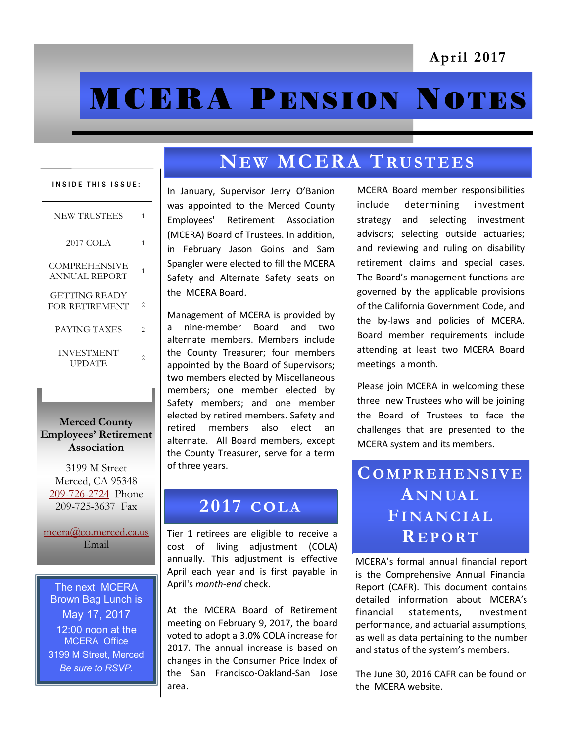April 2017

# MCERA Pension Notes

**INSIDE THIS ISSUE:**

| | |
|---|---|
| NEW TRUSTEES | 1 |
| 2017 COLA | 1 |
| COMPREHENSIVE ANNUAL REPORT | 1 |
| GETTING READY FOR RETIREMENT | 2 |
| PAYING TAXES | 2 |
| INVESTMENT UPDATE | 2 |

**Merced County Employees' Retirement Association**

3199 M Street
Merced, CA 95348
209-726-2724 Phone
209-725-3637 Fax

mcera@co.merced.ca.us
Email

The next MCERA Brown Bag Lunch is
May 17, 2017
12:00 noon at the MCERA Office
3199 M Street, Merced
*Be sure to RSVP.*

## New MCERA Trustees

In January, Supervisor Jerry O'Banion was appointed to the Merced County Employees' Retirement Association (MCERA) Board of Trustees. In addition, in February Jason Goins and Sam Spangler were elected to fill the MCERA Safety and Alternate Safety seats on the MCERA Board.

Management of MCERA is provided by a nine-member Board and two alternate members. Members include the County Treasurer; four members appointed by the Board of Supervisors; two members elected by Miscellaneous members; one member elected by Safety members; and one member elected by retired members. Safety and retired members also elect an alternate. All Board members, except the County Treasurer, serve for a term of three years.

MCERA Board member responsibilities include determining investment strategy and selecting investment advisors; selecting outside actuaries; and reviewing and ruling on disability retirement claims and special cases. The Board's management functions are governed by the applicable provisions of the California Government Code, and the by-laws and policies of MCERA. Board member requirements include attending at least two MCERA Board meetings a month.

Please join MCERA in welcoming these three new Trustees who will be joining the Board of Trustees to face the challenges that are presented to the MCERA system and its members.

## 2017 COLA

Tier 1 retirees are eligible to receive a cost of living adjustment (COLA) annually. This adjustment is effective April each year and is first payable in April's *month-end* check.

At the MCERA Board of Retirement meeting on February 9, 2017, the board voted to adopt a 3.0% COLA increase for 2017. The annual increase is based on changes in the Consumer Price Index of the San Francisco-Oakland-San Jose area.

## Comprehensive Annual Financial Report

MCERA's formal annual financial report is the Comprehensive Annual Financial Report (CAFR). This document contains detailed information about MCERA's financial statements, investment performance, and actuarial assumptions, as well as data pertaining to the number and status of the system's members.

The June 30, 2016 CAFR can be found on the MCERA website.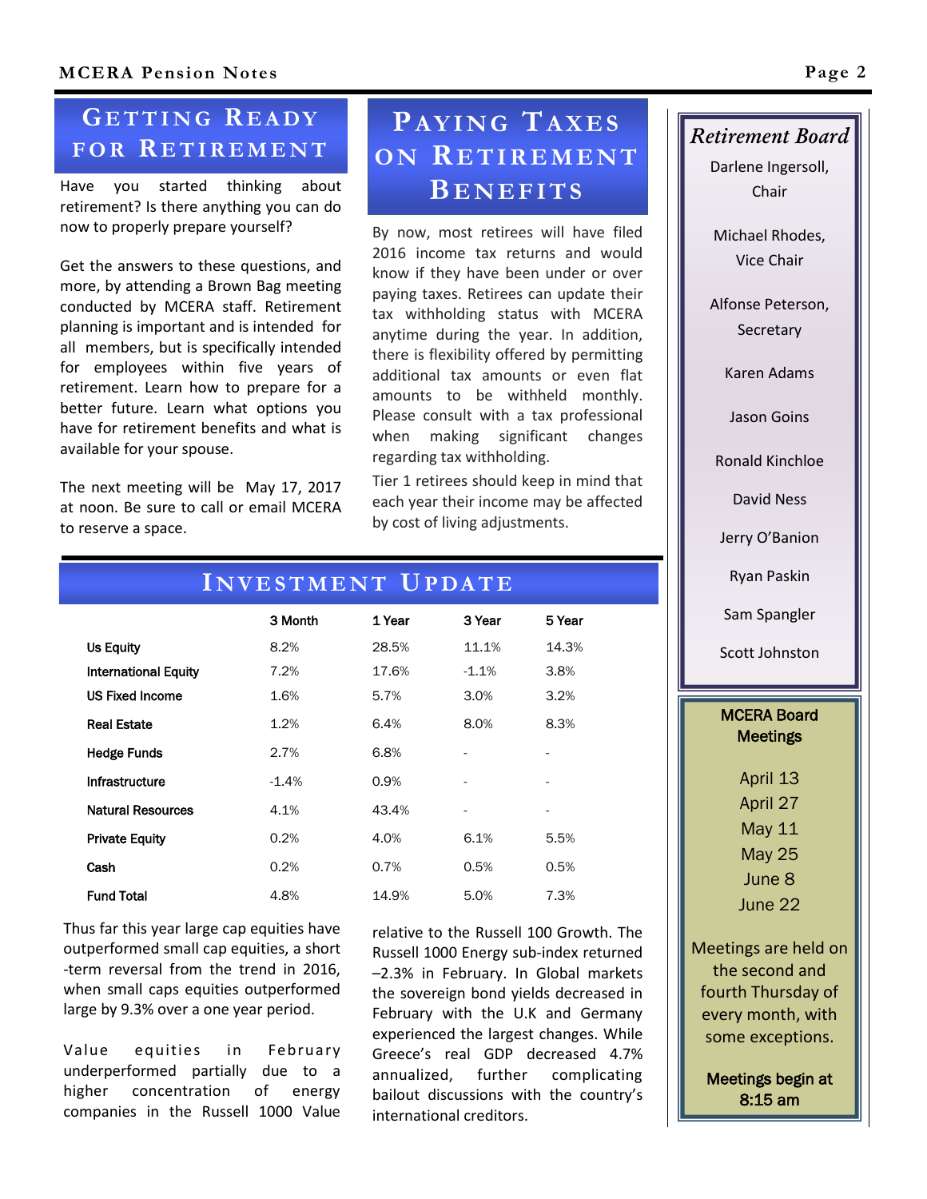## Getting Ready for Retirement

Have you started thinking about retirement? Is there anything you can do now to properly prepare yourself?

Get the answers to these questions, and more, by attending a Brown Bag meeting conducted by MCERA staff. Retirement planning is important and is intended for all members, but is specifically intended for employees within five years of retirement. Learn how to prepare for a better future. Learn what options you have for retirement benefits and what is available for your spouse.

The next meeting will be May 17, 2017 at noon. Be sure to call or email MCERA to reserve a space.

## Paying Taxes on Retirement Benefits

By now, most retirees will have filed 2016 income tax returns and would know if they have been under or over paying taxes. Retirees can update their tax withholding status with MCERA anytime during the year. In addition, there is flexibility offered by permitting additional tax amounts or even flat amounts to be withheld monthly. Please consult with a tax professional when making significant changes regarding tax withholding.

Tier 1 retirees should keep in mind that each year their income may be affected by cost of living adjustments.

## Investment Update

| | 3 Month | 1 Year | 3 Year | 5 Year |
|---|---|---|---|---|
| Us Equity | 8.2% | 28.5% | 11.1% | 14.3% |
| International Equity | 7.2% | 17.6% | -1.1% | 3.8% |
| US Fixed Income | 1.6% | 5.7% | 3.0% | 3.2% |
| Real Estate | 1.2% | 6.4% | 8.0% | 8.3% |
| Hedge Funds | 2.7% | 6.8% | - | - |
| Infrastructure | -1.4% | 0.9% | - | - |
| Natural Resources | 4.1% | 43.4% | - | - |
| Private Equity | 0.2% | 4.0% | 6.1% | 5.5% |
| Cash | 0.2% | 0.7% | 0.5% | 0.5% |
| Fund Total | 4.8% | 14.9% | 5.0% | 7.3% |

Thus far this year large cap equities have outperformed small cap equities, a short -term reversal from the trend in 2016, when small caps equities outperformed large by 9.3% over a one year period.

Value equities in February underperformed partially due to a higher concentration of energy companies in the Russell 1000 Value relative to the Russell 100 Growth. The Russell 1000 Energy sub-index returned –2.3% in February. In Global markets the sovereign bond yields decreased in February with the U.K and Germany experienced the largest changes. While Greece's real GDP decreased 4.7% annualized, further complicating bailout discussions with the country's international creditors.

### *Retirement Board*

Darlene Ingersoll, Chair

Michael Rhodes, Vice Chair

Alfonse Peterson, Secretary

Karen Adams

Jason Goins

Ronald Kinchloe

David Ness

Jerry O'Banion

Ryan Paskin

Sam Spangler

Scott Johnston

### MCERA Board Meetings

April 13
April 27
May 11
May 25
June 8
June 22

Meetings are held on the second and fourth Thursday of every month, with some exceptions.

**Meetings begin at 8:15 am**